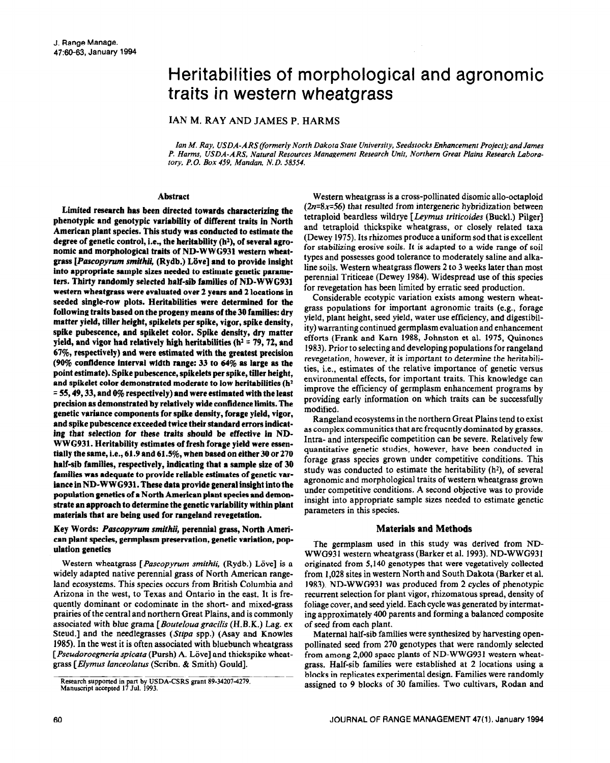# Heritabilities of morphological and agronomic traits in western wheatgrass

IAN M. RAY AND JAMES P. HARMS

*Ian M. Ray, USDA-ARS (formerly North Dakota State University, Seedstocks Enhancement Project); and James P. Harms, USDA-ARS, Natural Resources Management Research Unit, Northern Great Plains Research Laboratory, P.O. Box 459, Mandan, N.D. 58554.*

## Abstract

**Limited research has been directed towards characterizing the phenotypic and genotypic variability of different traits in North American plant species. This study was conducted to estimate the degree of genetic control, i.e., the heritability ($h^2$), of several agronomic and morphological traits of ND-WWG931 western wheatgrass [*Pascopyrum smithii*, (Rydb.) Löve] and to provide insight into appropriate sample sizes needed to estimate genetic parameters. Thirty randomly selected half-sib families of ND-WWG931 western wheatgrass were evaluated over 2 years and 2 locations in seeded single-row plots. Heritabilities were determined for the following traits based on the progeny means of the 30 families: dry matter yield, tiller height, spikelets per spike, vigor, spike density, spike pubescence, and spikelet color. Spike density, dry matter yield, and vigor had relatively high heritabilities ($h^2$ = 79, 72, and 67%, respectively) and were estimated with the greatest precision (90% confidence interval width range: 33 to 64% as large as the point estimate). Spike pubescence, spikelets per spike, tiller height, and spikelet color demonstrated moderate to low heritabilities ($h^2$ = 55, 49, 33, and 0% respectively) and were estimated with the least precision as demonstrated by relatively wide confidence limits. The genetic variance components for spike density, forage yield, vigor, and spike pubescence exceeded twice their standard errors indicating that selection for these traits should be effective in ND-WWG931. Heritability estimates of fresh forage yield were essentially the same, i.e., 61.9 and 61.5%, when based on either 30 or 270 half-sib families, respectively, indicating that a sample size of 30 families was adequate to provide reliable estimates of genetic variance in ND-WWG931. These data provide general insight into the population genetics of a North American plant species and demonstrate an approach to determine the genetic variability within plant materials that are being used for rangeland revegetation.**

**Key Words:** ***Pascopyrum smithii*, perennial grass, North American plant species, germplasm preservation, genetic variation, population genetics**

Western wheatgrass [*Pascopyrum smithii*, (Rydb.) Löve] is a widely adapted native perennial grass of North American rangeland ecosystems. This species occurs from British Columbia and Arizona in the west, to Texas and Ontario in the east. It is frequently dominant or codominate in the short- and mixed-grass prairies of the central and northern Great Plains, and is commonly associated with blue grama [*Bouteloua gracilis* (H.B.K.) Lag. ex Steud.] and the needlegrasses (*Stipa* spp.) (Asay and Knowles 1985). In the west it is often associated with bluebunch wheatgrass [*Pseudoroegneria spicata* (Pursh) A. Löve] and thickspike wheatgrass [*Elymus lanceolatus* (Scribn. & Smith) Gould].

Research supported in part by USDA-CSRS grant 89-34207-4279.
Manuscript accepted 17 Jul. 1993.

Western wheatgrass is a cross-pollinated disomic allo-octaploid ($2n$=$8x$=56) that resulted from intergeneric hybridization between tetraploid beardless wildrye [*Leymus triticoides* (Buckl.) Pilger] and tetraploid thickspike wheatgrass, or closely related taxa (Dewey 1975). Its rhizomes produce a uniform sod that is excellent for stabilizing erosive soils. It is adapted to a wide range of soil types and possesses good tolerance to moderately saline and alkaline soils. Western wheatgrass flowers 2 to 3 weeks later than most perennial Triticeae (Dewey 1984). Widespread use of this species for revegetation has been limited by erratic seed production.

Considerable ecotypic variation exists among western wheatgrass populations for important agronomic traits (e.g., forage yield, plant height, seed yield, water use efficiency, and digestibility) warranting continued germplasm evaluation and enhancement efforts (Frank and Karn 1988, Johnston et al. 1975, Quinones 1983). Prior to selecting and developing populations for rangeland revegetation, however, it is important to determine the heritabilities, i.e., estimates of the relative importance of genetic versus environmental effects, for important traits. This knowledge can improve the efficiency of germplasm enhancement programs by providing early information on which traits can be successfully modified.

Rangeland ecosystems in the northern Great Plains tend to exist as complex communities that are frequently dominated by grasses. Intra- and interspecific competition can be severe. Relatively few quantitative genetic studies, however, have been conducted in forage grass species grown under competitive conditions. This study was conducted to estimate the heritability ($h^2$), of several agronomic and morphological traits of western wheatgrass grown under competitive conditions. A second objective was to provide insight into appropriate sample sizes needed to estimate genetic parameters in this species.

## Materials and Methods

The germplasm used in this study was derived from ND-WWG931 western wheatgrass (Barker et al. 1993). ND-WWG931 originated from 5,140 genotypes that were vegetatively collected from 1,028 sites in western North and South Dakota (Barker et al. 1983). ND-WWG931 was produced from 2 cycles of phenotypic recurrent selection for plant vigor, rhizomatous spread, density of foliage cover, and seed yield. Each cycle was generated by intermating approximately 400 parents and forming a balanced composite of seed from each plant.

Maternal half-sib families were synthesized by harvesting open-pollinated seed from 270 genotypes that were randomly selected from among 2,000 space plants of ND-WWG931 western wheatgrass. Half-sib families were established at 2 locations using a blocks in replicates experimental design. Families were randomly assigned to 9 blocks of 30 families. Two cultivars, Rodan and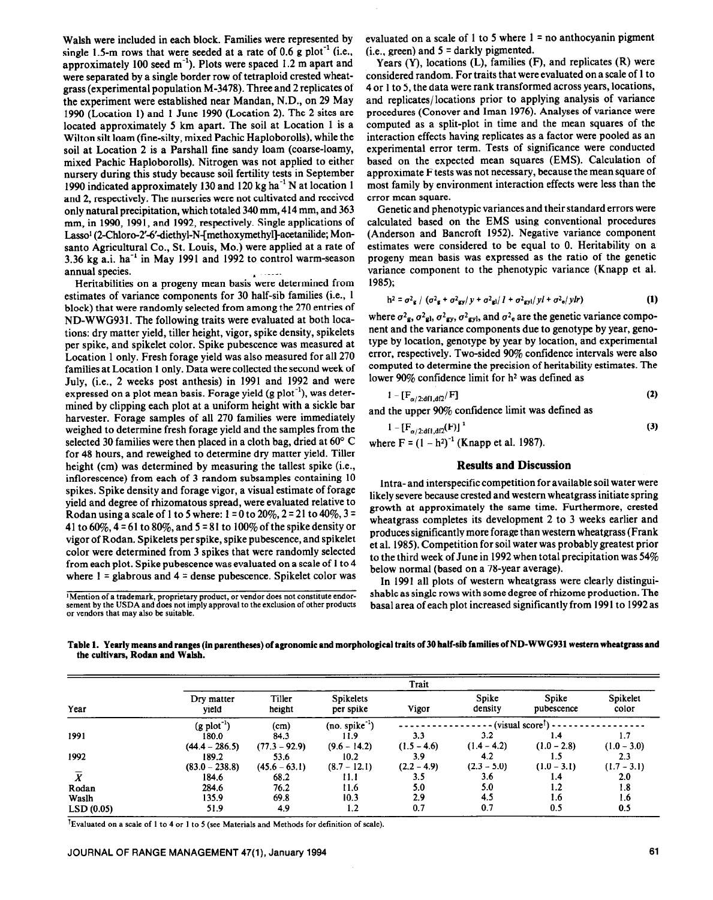Walsh were included in each block. Families were represented by single 1.5-m rows that were seeded at a rate of 0.6 g plot$^{-1}$ (i.e., approximately 100 seed m$^{-1}$). Plots were spaced 1.2 m apart and were separated by a single border row of tetraploid crested wheatgrass (experimental population M-3478). Three and 2 replicates of the experiment were established near Mandan, N.D., on 29 May 1990 (Location 1) and 1 June 1990 (Location 2). The 2 sites are located approximately 5 km apart. The soil at Location 1 is a Wilton silt loam (fine-silty, mixed Pachic Haploborolls), while the soil at Location 2 is a Parshall fine sandy loam (coarse-loamy, mixed Pachic Haploborolls). Nitrogen was not applied to either nursery during this study because soil fertility tests in September 1990 indicated approximately 130 and 120 kg ha$^{-1}$ N at location 1 and 2, respectively. The nurseries were not cultivated and received only natural precipitation, which totaled 340 mm, 414 mm, and 363 mm, in 1990, 1991, and 1992, respectively. Single applications of Lasso[1] (2-Chloro-2'-6'-diethyl-N-[methoxymethyl]-acetanilide; Monsanto Agricultural Co., St. Louis, Mo.) were applied at a rate of 3.36 kg a.i. ha$^{-1}$ in May 1991 and 1992 to control warm-season annual species.

Heritabilities on a progeny mean basis were determined from estimates of variance components for 30 half-sib families (i.e., 1 block) that were randomly selected from among the 270 entries of ND-WWG931. The following traits were evaluated at both locations: dry matter yield, tiller height, vigor, spike density, spikelets per spike, and spikelet color. Spike pubescence was measured at Location 1 only. Fresh forage yield was also measured for all 270 families at Location 1 only. Data were collected the second week of July, (i.e., 2 weeks post anthesis) in 1991 and 1992 and were expressed on a plot mean basis. Forage yield (g plot$^{-1}$), was determined by clipping each plot at a uniform height with a sickle bar harvester. Forage samples of all 270 families were immediately weighed to determine fresh forage yield and the samples from the selected 30 families were then placed in a cloth bag, dried at 60° C for 48 hours, and reweighed to determine dry matter yield. Tiller height (cm) was determined by measuring the tallest spike (i.e., inflorescence) from each of 3 random subsamples containing 10 spikes. Spike density and forage vigor, a visual estimate of forage yield and degree of rhizomatous spread, were evaluated relative to Rodan using a scale of 1 to 5 where: 1 = 0 to 20%, 2 = 21 to 40%, 3 = 41 to 60%, 4 = 61 to 80%, and 5 = 81 to 100% of the spike density or vigor of Rodan. Spikelets per spike, spike pubescence, and spikelet color were determined from 3 spikes that were randomly selected from each plot. Spike pubescence was evaluated on a scale of 1 to 4 where 1 = glabrous and 4 = dense pubescence. Spikelet color was evaluated on a scale of 1 to 5 where 1 = no anthocyanin pigment (i.e., green) and 5 = darkly pigmented.

[1]Mention of a trademark, proprietary product, or vendor does not constitute endorsement by the USDA and does not imply approval to the exclusion of other products or vendors that may also be suitable.

Years (Y), locations (L), families (F), and replicates (R) were considered random. For traits that were evaluated on a scale of 1 to 4 or 1 to 5, the data were rank transformed across years, locations, and replicates/locations prior to applying analysis of variance procedures (Conover and Iman 1976). Analyses of variance were computed as a split-plot in time and the mean squares of the interaction effects having replicates as a factor were pooled as an experimental error term. Tests of significance were conducted based on the expected mean squares (EMS). Calculation of approximate F tests was not necessary, because the mean square of most family by environment interaction effects were less than the error mean square.

Genetic and phenotypic variances and their standard errors were calculated based on the EMS using conventional procedures (Anderson and Bancroft 1952). Negative variance component estimates were considered to be equal to 0. Heritability on a progeny mean basis was expressed as the ratio of the genetic variance component to the phenotypic variance (Knapp et al. 1985);

$$h^2 = \sigma^2_g \,/\, (\sigma^2_g + \sigma^2_{gy}/y + \sigma^2_{gl}/l + \sigma^2_{gyl}/yl + \sigma^2_e/ylr) \quad (1)$$

where $\sigma^2_g$, $\sigma^2_{gl}$, $\sigma^2_{gy}$, $\sigma^2_{gyl}$, and $\sigma^2_e$ are the genetic variance component and the variance components due to genotype by year, genotype by location, genotype by year by location, and experimental error, respectively. Two-sided 90% confidence intervals were also computed to determine the precision of heritability estimates. The lower 90% confidence limit for h² was defined as

$$1 - [F_{\alpha/2:df1,df2}/F] \quad (2)$$

and the upper 90% confidence limit was defined as

$$1 - [F_{\alpha/2:df1,df2}(F)]^{-1} \quad (3)$$

where $F = (1 - h^2)^{-1}$ (Knapp et al. 1987).

## Results and Discussion

Intra- and interspecific competition for available soil water were likely severe because crested and western wheatgrass initiate spring growth at approximately the same time. Furthermore, crested wheatgrass completes its development 2 to 3 weeks earlier and produces significantly more forage than western wheatgrass (Frank et al. 1985). Competition for soil water was probably greatest prior to the third week of June in 1992 when total precipitation was 54% below normal (based on a 78-year average).

In 1991 all plots of western wheatgrass were clearly distinguishable as single rows with some degree of rhizome production. The basal area of each plot increased significantly from 1991 to 1992 as

**Table 1. Yearly means and ranges (in parentheses) of agronomic and morphological traits of 30 half-sib families of ND-WWG931 western wheatgrass and the cultivars, Rodan and Walsh.**

| Year | Dry matter yield | Tiller height | Spikelets per spike | Vigor | Spike density | Spike pubescence | Spikelet color |
|---|---|---|---|---|---|---|---|
| | (g plot$^{-1}$) | (cm) | (no. spike$^{-1}$) | (visual score†) | | | |
| 1991 | 180.0 | 84.3 | 11.9 | 3.3 | 3.2 | 1.4 | 1.7 |
| | (44.4 – 286.5) | (77.3 – 92.9) | (9.6 – 14.2) | (1.5 – 4.6) | (1.4 – 4.2) | (1.0 – 2.8) | (1.0 – 3.0) |
| 1992 | 189.2 | 53.6 | 10.2 | 3.9 | 4.2 | 1.5 | 2.3 |
| | (83.0 – 238.8) | (45.6 – 63.1) | (8.7 – 12.1) | (2.2 – 4.9) | (2.3 – 5.0) | (1.0 – 3.1) | (1.7 – 3.1) |
| $\bar{X}$ | 184.6 | 68.2 | 11.1 | 3.5 | 3.6 | 1.4 | 2.0 |
| Rodan | 284.6 | 76.2 | 11.6 | 5.0 | 5.0 | 1.2 | 1.8 |
| Waslh | 135.9 | 69.8 | 10.3 | 2.9 | 4.5 | 1.6 | 1.6 |
| LSD (0.05) | 51.9 | 4.9 | 1.2 | 0.7 | 0.7 | 0.5 | 0.5 |

†Evaluated on a scale of 1 to 4 or 1 to 5 (see Materials and Methods for definition of scale).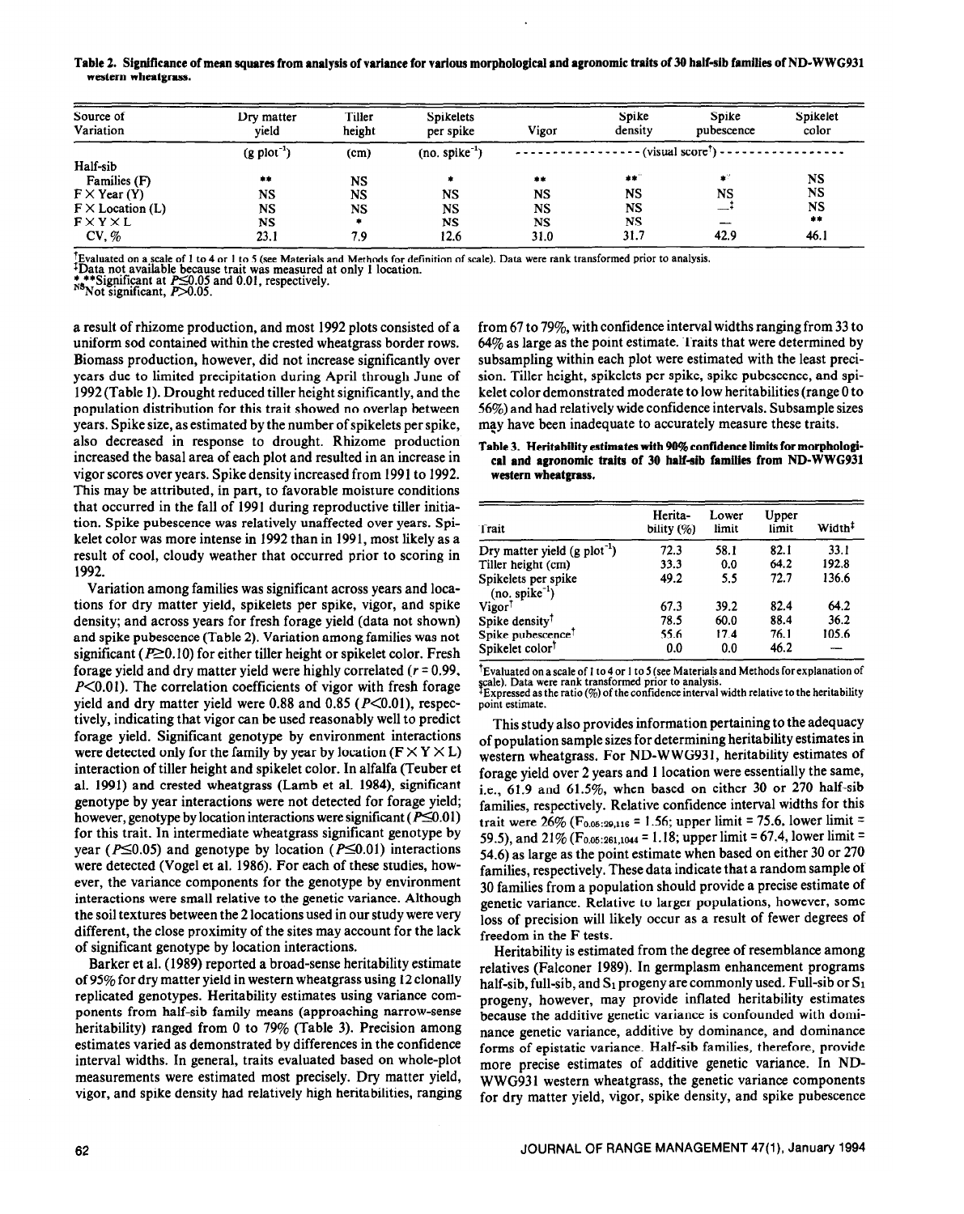**Table 2. Significance of mean squares from analysis of variance for various morphological and agronomic traits of 30 half-sib families of ND-WWG931 western wheatgrass.**

| Source of Variation | Dry matter yield | Tiller height | Spikelets per spike | Vigor | Spike density | Spike pubescence | Spikelet color |
|---|---|---|---|---|---|---|---|
| | ($g\ plot^{-1}$) | (cm) | (no. $spike^{-1}$) | (visual score†) | | | |
| Half-sib | | | | | | | |
| Families (F) | ** | NS | * | ** | ** | * | NS |
| F × Year (Y) | NS | NS | NS | NS | NS | NS | NS |
| F × Location (L) | NS | NS | NS | NS | NS | —‡ | NS |
| F × Y × L | NS | * | NS | NS | NS | — | ** |
| CV, % | 23.1 | 7.9 | 12.6 | 31.0 | 31.7 | 42.9 | 46.1 |

†Evaluated on a scale of 1 to 4 or 1 to 5 (see Materials and Methods for definition of scale). Data were rank transformed prior to analysis.
‡Data not available because trait was measured at only 1 location.
*,**Significant at $P \leq 0.05$ and 0.01, respectively.
NSNot significant, $P > 0.05$.

a result of rhizome production, and most 1992 plots consisted of a uniform sod contained within the crested wheatgrass border rows. Biomass production, however, did not increase significantly over years due to limited precipitation during April through June of 1992 (Table 1). Drought reduced tiller height significantly, and the population distribution for this trait showed no overlap between years. Spike size, as estimated by the number of spikelets per spike, also decreased in response to drought. Rhizome production increased the basal area of each plot and resulted in an increase in vigor scores over years. Spike density increased from 1991 to 1992. This may be attributed, in part, to favorable moisture conditions that occurred in the fall of 1991 during reproductive tiller initiation. Spike pubescence was relatively unaffected over years. Spikelet color was more intense in 1992 than in 1991, most likely as a result of cool, cloudy weather that occurred prior to scoring in 1992.

Variation among families was significant across years and locations for dry matter yield, spikelets per spike, vigor, and spike density; and across years for fresh forage yield (data not shown) and spike pubescence (Table 2). Variation among families was not significant ($P \geq 0.10$) for either tiller height or spikelet color. Fresh forage yield and dry matter yield were highly correlated ($r = 0.99$, $P < 0.01$). The correlation coefficients of vigor with fresh forage yield and dry matter yield were 0.88 and 0.85 ($P < 0.01$), respectively, indicating that vigor can be used reasonably well to predict forage yield. Significant genotype by environment interactions were detected only for the family by year by location (F × Y × L) interaction of tiller height and spikelet color. In alfalfa (Teuber et al. 1991) and crested wheatgrass (Lamb et al. 1984), significant genotype by year interactions were not detected for forage yield; however, genotype by location interactions were significant ($P \leq 0.01$) for this trait. In intermediate wheatgrass significant genotype by year ($P \leq 0.05$) and genotype by location ($P \leq 0.01$) interactions were detected (Vogel et al. 1986). For each of these studies, however, the variance components for the genotype by environment interactions were small relative to the genetic variance. Although the soil textures between the 2 locations used in our study were very different, the close proximity of the sites may account for the lack of significant genotype by location interactions.

Barker et al. (1989) reported a broad-sense heritability estimate of 95% for dry matter yield in western wheatgrass using 12 clonally replicated genotypes. Heritability estimates using variance components from half-sib family means (approaching narrow-sense heritability) ranged from 0 to 79% (Table 3). Precision among estimates varied as demonstrated by differences in the confidence interval widths. In general, traits evaluated based on whole-plot measurements were estimated most precisely. Dry matter yield, vigor, and spike density had relatively high heritabilities, ranging from 67 to 79%, with confidence interval widths ranging from 33 to 64% as large as the point estimate. Traits that were determined by subsampling within each plot were estimated with the least precision. Tiller height, spikelets per spike, spike pubescence, and spikelet color demonstrated moderate to low heritabilities (range 0 to 56%) and had relatively wide confidence intervals. Subsample sizes may have been inadequate to accurately measure these traits.

**Table 3. Heritability estimates with 90% confidence limits for morphological and agronomic traits of 30 half-sib families from ND-WWG931 western wheatgrass.**

| Trait | Heritability (%) | Lower limit | Upper limit | Width‡ |
|---|---|---|---|---|
| Dry matter yield ($g\ plot^{-1}$) | 72.3 | 58.1 | 82.1 | 33.1 |
| Tiller height (cm) | 33.3 | 0.0 | 64.2 | 192.8 |
| Spikelets per spike (no. $spike^{-1}$) | 49.2 | 5.5 | 72.7 | 136.6 |
| Vigor† | 67.3 | 39.2 | 82.4 | 64.2 |
| Spike density† | 78.5 | 60.0 | 88.4 | 36.2 |
| Spike pubescence† | 55.6 | 17.4 | 76.1 | 105.6 |
| Spikelet color† | 0.0 | 0.0 | 46.2 | — |

†Evaluated on a scale of 1 to 4 or 1 to 5 (see Materials and Methods for explanation of scale). Data were rank transformed prior to analysis.
‡Expressed as the ratio (%) of the confidence interval width relative to the heritability point estimate.

This study also provides information pertaining to the adequacy of population sample sizes for determining heritability estimates in western wheatgrass. For ND-WWG931, heritability estimates of forage yield over 2 years and 1 location were essentially the same, i.e., 61.9 and 61.5%, when based on either 30 or 270 half-sib families, respectively. Relative confidence interval widths for this trait were 26% ($F_{0.05;29,116} = 1.56$; upper limit = 75.6, lower limit = 59.5), and 21% ($F_{0.05;261,1044} = 1.18$; upper limit = 67.4, lower limit = 54.6) as large as the point estimate when based on either 30 or 270 families, respectively. These data indicate that a random sample of 30 families from a population should provide a precise estimate of genetic variance. Relative to larger populations, however, some loss of precision will likely occur as a result of fewer degrees of freedom in the F tests.

Heritability is estimated from the degree of resemblance among relatives (Falconer 1989). In germplasm enhancement programs half-sib, full-sib, and $S_1$ progeny are commonly used. Full-sib or $S_1$ progeny, however, may provide inflated heritability estimates because the additive genetic variance is confounded with dominance genetic variance, additive by dominance, and dominance forms of epistatic variance. Half-sib families, therefore, provide more precise estimates of additive genetic variance. In ND-WWG931 western wheatgrass, the genetic variance components for dry matter yield, vigor, spike density, and spike pubescence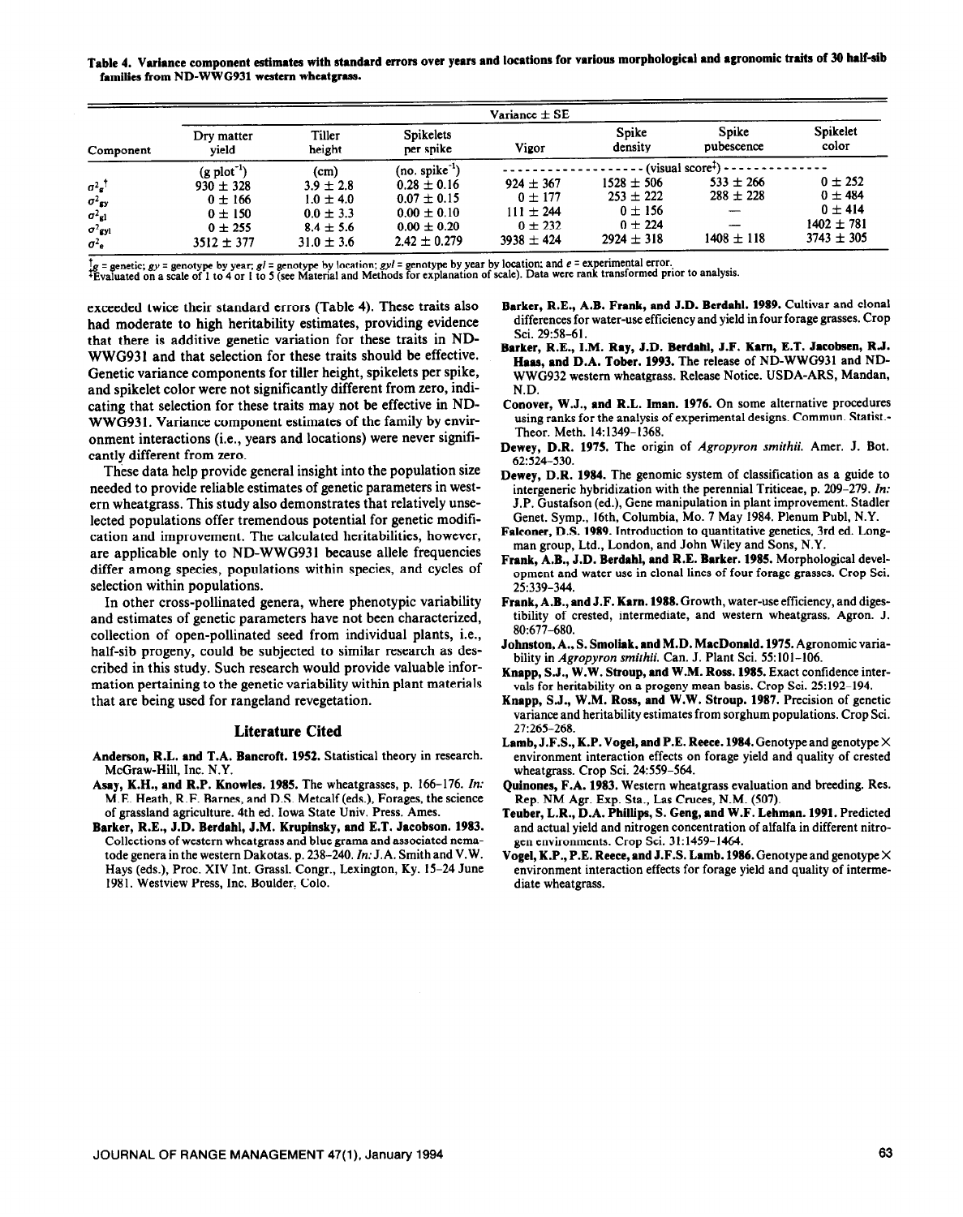**Table 4. Variance component estimates with standard errors over years and locations for various morphological and agronomic traits of 30 half-sib families from ND-WWG931 western wheatgrass.**

| Component | Variance ± SE | | | | | | |
|---|---|---|---|---|---|---|---|
| | Dry matter yield | Tiller height | Spikelets per spike | Vigor | Spike density | Spike pubescence | Spikelet color |
| | (g plot$^{-1}$) | (cm) | (no. spike$^{-1}$) | (visual score‡) | | | |
| $\sigma^2_g$† | 930 ± 328 | 3.9 ± 2.8 | 0.28 ± 0.16 | 924 ± 367 | 1528 ± 506 | 533 ± 266 | 0 ± 252 |
| $\sigma^2_{gy}$ | 0 ± 166 | 1.0 ± 4.0 | 0.07 ± 0.15 | 0 ± 177 | 253 ± 222 | 288 ± 228 | 0 ± 484 |
| $\sigma^2_{gl}$ | 0 ± 150 | 0.0 ± 3.3 | 0.00 ± 0.10 | 111 ± 244 | 0 ± 156 | — | 0 ± 414 |
| $\sigma^2_{gyl}$ | 0 ± 255 | 8.4 ± 5.6 | 0.00 ± 0.20 | 0 ± 232 | 0 ± 224 | — | 1402 ± 781 |
| $\sigma^2_e$ | 3512 ± 377 | 31.0 ± 3.6 | 2.42 ± 0.279 | 3938 ± 424 | 2924 ± 318 | 1408 ± 118 | 3743 ± 305 |

†g = genetic; gy = genotype by year; gl = genotype by location; gyl = genotype by year by location; and e = experimental error.
‡Evaluated on a scale of 1 to 4 or 1 to 5 (see Material and Methods for explanation of scale). Data were rank transformed prior to analysis.

exceeded twice their standard errors (Table 4). These traits also had moderate to high heritability estimates, providing evidence that there is additive genetic variation for these traits in ND-WWG931 and that selection for these traits should be effective. Genetic variance components for tiller height, spikelets per spike, and spikelet color were not significantly different from zero, indicating that selection for these traits may not be effective in ND-WWG931. Variance component estimates of the family by environment interactions (i.e., years and locations) were never significantly different from zero.

These data help provide general insight into the population size needed to provide reliable estimates of genetic parameters in western wheatgrass. This study also demonstrates that relatively unselected populations offer tremendous potential for genetic modification and improvement. The calculated heritabilities, however, are applicable only to ND-WWG931 because allele frequencies differ among species, populations within species, and cycles of selection within populations.

In other cross-pollinated genera, where phenotypic variability and estimates of genetic parameters have not been characterized, collection of open-pollinated seed from individual plants, i.e., half-sib progeny, could be subjected to similar research as described in this study. Such research would provide valuable information pertaining to the genetic variability within plant materials that are being used for rangeland revegetation.

## Literature Cited

**Anderson, R.L. and T.A. Bancroft. 1952.** Statistical theory in research. McGraw-Hill, Inc. N.Y.

**Asay, K.H., and R.P. Knowles. 1985.** The wheatgrasses, p. 166–176. *In:* M.E. Heath, R.F. Barnes, and D.S. Metcalf (eds.), Forages, the science of grassland agriculture. 4th ed. Iowa State Univ. Press. Ames.

**Barker, R.E., J.D. Berdahl, J.M. Krupinsky, and E.T. Jacobson. 1983.** Collections of western wheatgrass and blue grama and associated nematode genera in the western Dakotas. p. 238–240. *In:* J.A. Smith and V.W. Hays (eds.), Proc. XIV Int. Grassl. Congr., Lexington, Ky. 15–24 June 1981. Westview Press, Inc. Boulder, Colo.

**Barker, R.E., A.B. Frank, and J.D. Berdahl. 1989.** Cultivar and clonal differences for water-use efficiency and yield in four forage grasses. Crop Sci. 29:58–61.

**Barker, R.E., I.M. Ray, J.D. Berdahl, J.F. Karn, E.T. Jacobsen, R.J. Haas, and D.A. Tober. 1993.** The release of ND-WWG931 and ND-WWG932 western wheatgrass. Release Notice. USDA-ARS, Mandan, N.D.

**Conover, W.J., and R.L. Iman. 1976.** On some alternative procedures using ranks for the analysis of experimental designs. Commun. Statist.-Theor. Meth. 14:1349–1368.

**Dewey, D.R. 1975.** The origin of *Agropyron smithii.* Amer. J. Bot. 62:524–530.

**Dewey, D.R. 1984.** The genomic system of classification as a guide to intergeneric hybridization with the perennial Triticeae, p. 209–279. *In:* J.P. Gustafson (ed.), Gene manipulation in plant improvement. Stadler Genet. Symp., 16th, Columbia, Mo. 7 May 1984. Plenum Publ, N.Y.

**Falconer, D.S. 1989.** Introduction to quantitative genetics, 3rd ed. Longman group, Ltd., London, and John Wiley and Sons, N.Y.

**Frank, A.B., J.D. Berdahl, and R.E. Barker. 1985.** Morphological development and water use in clonal lines of four forage grasses. Crop Sci. 25:339–344.

**Frank, A.B., and J.F. Karn. 1988.** Growth, water-use efficiency, and digestibility of crested, intermediate, and western wheatgrass. Agron. J. 80:677–680.

**Johnston, A., S. Smoliak, and M.D. MacDonald. 1975.** Agronomic variability in *Agropyron smithii.* Can. J. Plant Sci. 55:101–106.

**Knapp, S.J., W.W. Stroup, and W.M. Ross. 1985.** Exact confidence intervals for heritability on a progeny mean basis. Crop Sci. 25:192–194.

**Knapp, S.J., W.M. Ross, and W.W. Stroup. 1987.** Precision of genetic variance and heritability estimates from sorghum populations. Crop Sci. 27:265–268.

**Lamb, J.F.S., K.P. Vogel, and P.E. Reece. 1984.** Genotype and genotype × environment interaction effects on forage yield and quality of crested wheatgrass. Crop Sci. 24:559–564.

**Quinones, F.A. 1983.** Western wheatgrass evaluation and breeding. Res. Rep. NM Agr. Exp. Sta., Las Cruces, N.M. (507).

**Teuber, L.R., D.A. Phillips, S. Geng, and W.F. Lehman. 1991.** Predicted and actual yield and nitrogen concentration of alfalfa in different nitrogen environments. Crop Sci. 31:1459–1464.

**Vogel, K.P., P.E. Reece, and J.F.S. Lamb. 1986.** Genotype and genotype × environment interaction effects for forage yield and quality of intermediate wheatgrass.